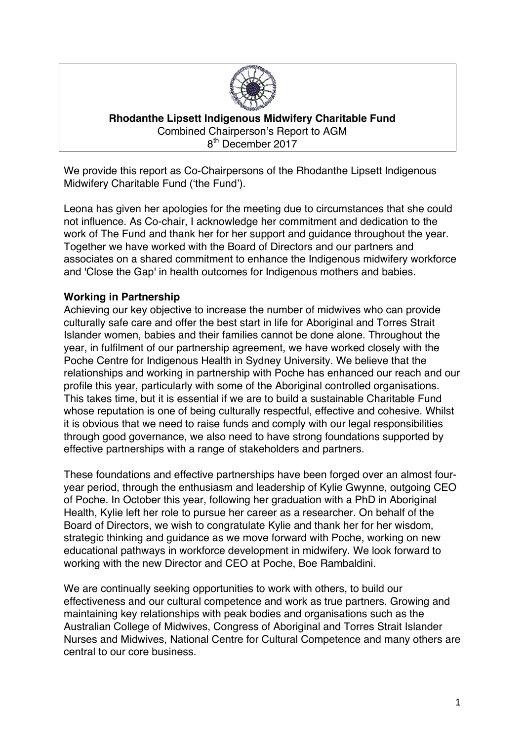**Rhodanthe Lipsett Indigenous Midwifery Charitable Fund**
Combined Chairperson's Report to AGM
8th December 2017

We provide this report as Co-Chairpersons of the Rhodanthe Lipsett Indigenous Midwifery Charitable Fund ('the Fund').

Leona has given her apologies for the meeting due to circumstances that she could not influence. As Co-chair, I acknowledge her commitment and dedication to the work of The Fund and thank her for her support and guidance throughout the year. Together we have worked with the Board of Directors and our partners and associates on a shared commitment to enhance the Indigenous midwifery workforce and 'Close the Gap' in health outcomes for Indigenous mothers and babies.

**Working in Partnership**

Achieving our key objective to increase the number of midwives who can provide culturally safe care and offer the best start in life for Aboriginal and Torres Strait Islander women, babies and their families cannot be done alone. Throughout the year, in fulfilment of our partnership agreement, we have worked closely with the Poche Centre for Indigenous Health in Sydney University. We believe that the relationships and working in partnership with Poche has enhanced our reach and our profile this year, particularly with some of the Aboriginal controlled organisations. This takes time, but it is essential if we are to build a sustainable Charitable Fund whose reputation is one of being culturally respectful, effective and cohesive. Whilst it is obvious that we need to raise funds and comply with our legal responsibilities through good governance, we also need to have strong foundations supported by effective partnerships with a range of stakeholders and partners.

These foundations and effective partnerships have been forged over an almost four-year period, through the enthusiasm and leadership of Kylie Gwynne, outgoing CEO of Poche. In October this year, following her graduation with a PhD in Aboriginal Health, Kylie left her role to pursue her career as a researcher. On behalf of the Board of Directors, we wish to congratulate Kylie and thank her for her wisdom, strategic thinking and guidance as we move forward with Poche, working on new educational pathways in workforce development in midwifery. We look forward to working with the new Director and CEO at Poche, Boe Rambaldini.

We are continually seeking opportunities to work with others, to build our effectiveness and our cultural competence and work as true partners. Growing and maintaining key relationships with peak bodies and organisations such as the Australian College of Midwives, Congress of Aboriginal and Torres Strait Islander Nurses and Midwives, National Centre for Cultural Competence and many others are central to our core business.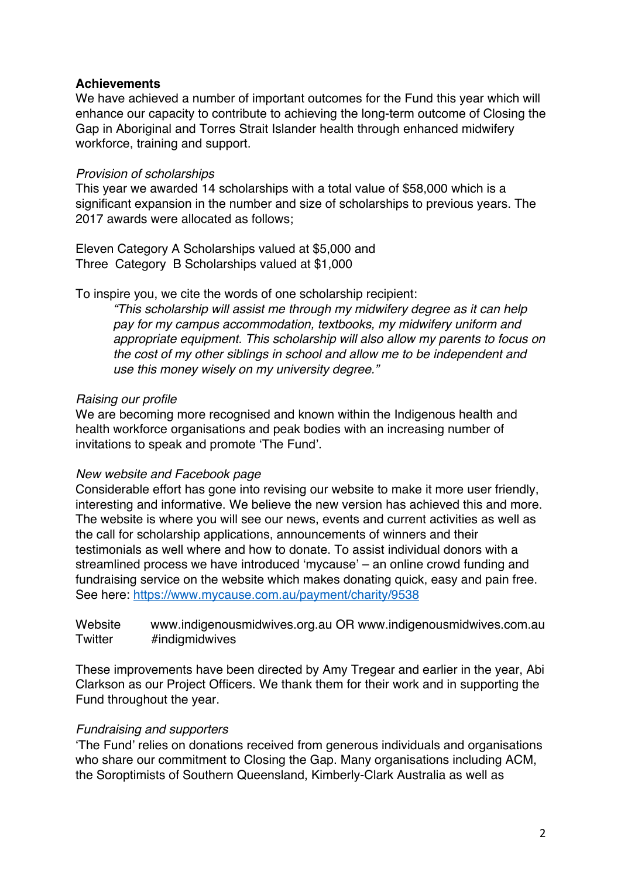**Achievements**

We have achieved a number of important outcomes for the Fund this year which will enhance our capacity to contribute to achieving the long-term outcome of Closing the Gap in Aboriginal and Torres Strait Islander health through enhanced midwifery workforce, training and support.

*Provision of scholarships*

This year we awarded 14 scholarships with a total value of $58,000 which is a significant expansion in the number and size of scholarships to previous years. The 2017 awards were allocated as follows;

Eleven Category A Scholarships valued at $5,000 and
Three Category B Scholarships valued at $1,000

To inspire you, we cite the words of one scholarship recipient:

> *"This scholarship will assist me through my midwifery degree as it can help pay for my campus accommodation, textbooks, my midwifery uniform and appropriate equipment. This scholarship will also allow my parents to focus on the cost of my other siblings in school and allow me to be independent and use this money wisely on my university degree."*

*Raising our profile*

We are becoming more recognised and known within the Indigenous health and health workforce organisations and peak bodies with an increasing number of invitations to speak and promote 'The Fund'.

*New website and Facebook page*

Considerable effort has gone into revising our website to make it more user friendly, interesting and informative. We believe the new version has achieved this and more. The website is where you will see our news, events and current activities as well as the call for scholarship applications, announcements of winners and their testimonials as well where and how to donate. To assist individual donors with a streamlined process we have introduced 'mycause' – an online crowd funding and fundraising service on the website which makes donating quick, easy and pain free. See here: https://www.mycause.com.au/payment/charity/9538

Website www.indigenousmidwives.org.au OR www.indigenousmidwives.com.au
Twitter #indigmidwives

These improvements have been directed by Amy Tregear and earlier in the year, Abi Clarkson as our Project Officers. We thank them for their work and in supporting the Fund throughout the year.

*Fundraising and supporters*

'The Fund' relies on donations received from generous individuals and organisations who share our commitment to Closing the Gap. Many organisations including ACM, the Soroptimists of Southern Queensland, Kimberly-Clark Australia as well as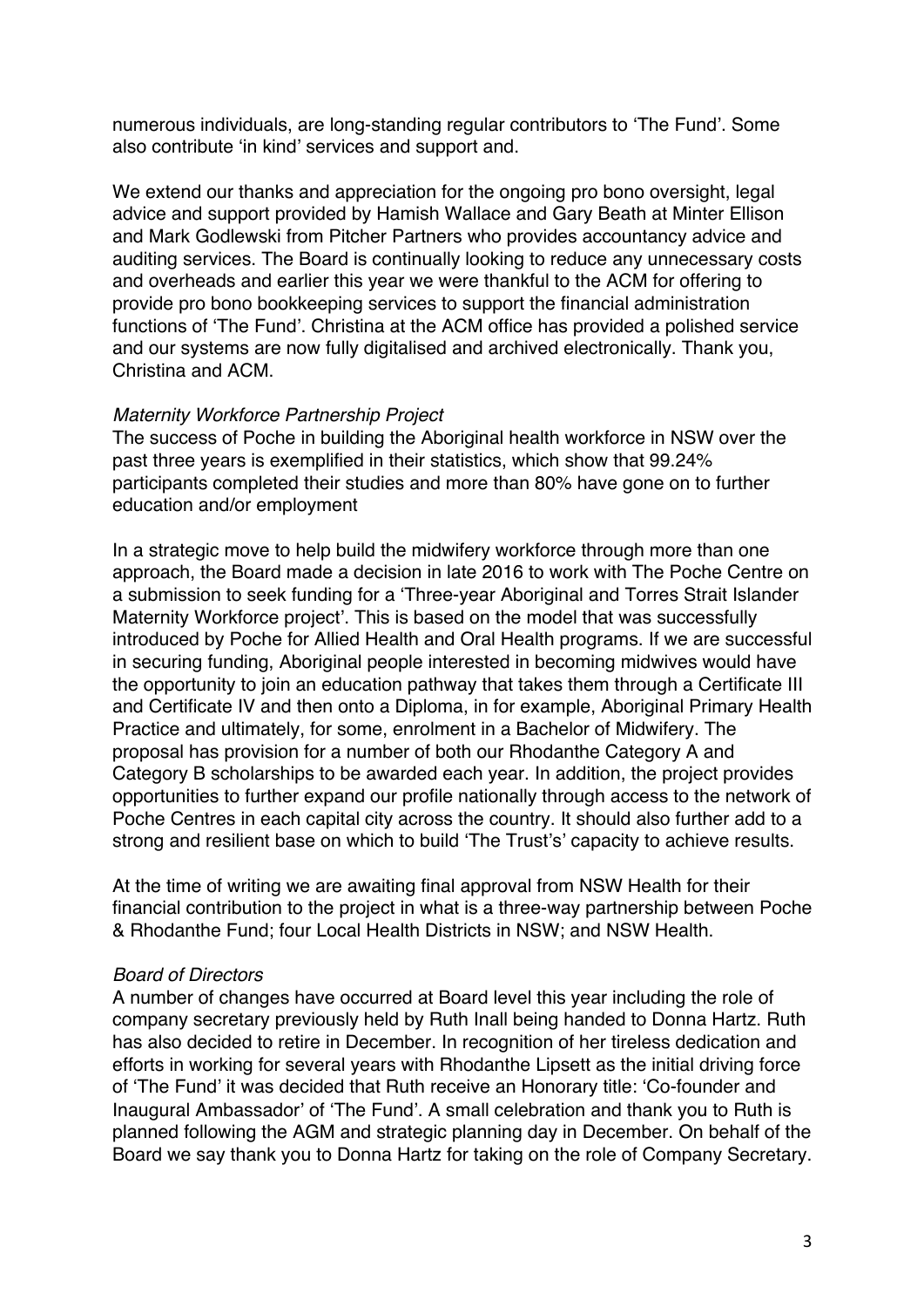numerous individuals, are long-standing regular contributors to 'The Fund'. Some also contribute 'in kind' services and support and.

We extend our thanks and appreciation for the ongoing pro bono oversight, legal advice and support provided by Hamish Wallace and Gary Beath at Minter Ellison and Mark Godlewski from Pitcher Partners who provides accountancy advice and auditing services. The Board is continually looking to reduce any unnecessary costs and overheads and earlier this year we were thankful to the ACM for offering to provide pro bono bookkeeping services to support the financial administration functions of 'The Fund'. Christina at the ACM office has provided a polished service and our systems are now fully digitalised and archived electronically. Thank you, Christina and ACM.

*Maternity Workforce Partnership Project*

The success of Poche in building the Aboriginal health workforce in NSW over the past three years is exemplified in their statistics, which show that 99.24% participants completed their studies and more than 80% have gone on to further education and/or employment

In a strategic move to help build the midwifery workforce through more than one approach, the Board made a decision in late 2016 to work with The Poche Centre on a submission to seek funding for a 'Three-year Aboriginal and Torres Strait Islander Maternity Workforce project'. This is based on the model that was successfully introduced by Poche for Allied Health and Oral Health programs. If we are successful in securing funding, Aboriginal people interested in becoming midwives would have the opportunity to join an education pathway that takes them through a Certificate III and Certificate IV and then onto a Diploma, in for example, Aboriginal Primary Health Practice and ultimately, for some, enrolment in a Bachelor of Midwifery. The proposal has provision for a number of both our Rhodanthe Category A and Category B scholarships to be awarded each year. In addition, the project provides opportunities to further expand our profile nationally through access to the network of Poche Centres in each capital city across the country. It should also further add to a strong and resilient base on which to build 'The Trust's' capacity to achieve results.

At the time of writing we are awaiting final approval from NSW Health for their financial contribution to the project in what is a three-way partnership between Poche & Rhodanthe Fund; four Local Health Districts in NSW; and NSW Health.

*Board of Directors*

A number of changes have occurred at Board level this year including the role of company secretary previously held by Ruth Inall being handed to Donna Hartz. Ruth has also decided to retire in December. In recognition of her tireless dedication and efforts in working for several years with Rhodanthe Lipsett as the initial driving force of 'The Fund' it was decided that Ruth receive an Honorary title: 'Co-founder and Inaugural Ambassador' of 'The Fund'. A small celebration and thank you to Ruth is planned following the AGM and strategic planning day in December. On behalf of the Board we say thank you to Donna Hartz for taking on the role of Company Secretary.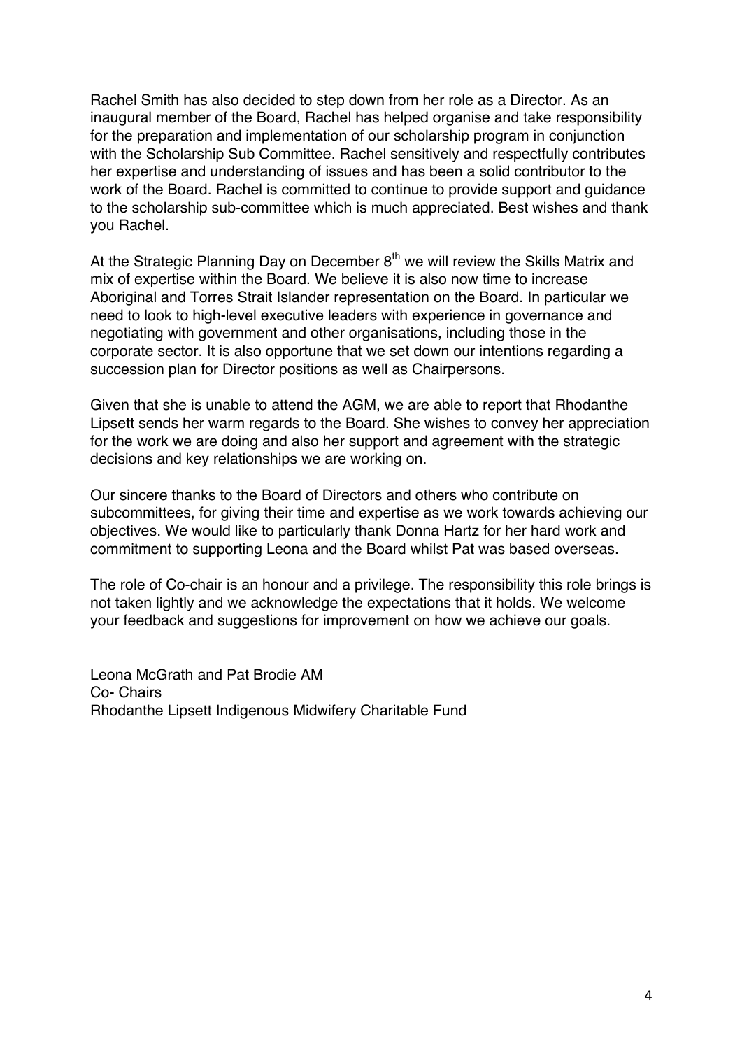Rachel Smith has also decided to step down from her role as a Director. As an inaugural member of the Board, Rachel has helped organise and take responsibility for the preparation and implementation of our scholarship program in conjunction with the Scholarship Sub Committee. Rachel sensitively and respectfully contributes her expertise and understanding of issues and has been a solid contributor to the work of the Board. Rachel is committed to continue to provide support and guidance to the scholarship sub-committee which is much appreciated. Best wishes and thank you Rachel.

At the Strategic Planning Day on December 8th we will review the Skills Matrix and mix of expertise within the Board. We believe it is also now time to increase Aboriginal and Torres Strait Islander representation on the Board. In particular we need to look to high-level executive leaders with experience in governance and negotiating with government and other organisations, including those in the corporate sector. It is also opportune that we set down our intentions regarding a succession plan for Director positions as well as Chairpersons.

Given that she is unable to attend the AGM, we are able to report that Rhodanthe Lipsett sends her warm regards to the Board. She wishes to convey her appreciation for the work we are doing and also her support and agreement with the strategic decisions and key relationships we are working on.

Our sincere thanks to the Board of Directors and others who contribute on subcommittees, for giving their time and expertise as we work towards achieving our objectives. We would like to particularly thank Donna Hartz for her hard work and commitment to supporting Leona and the Board whilst Pat was based overseas.

The role of Co-chair is an honour and a privilege. The responsibility this role brings is not taken lightly and we acknowledge the expectations that it holds. We welcome your feedback and suggestions for improvement on how we achieve our goals.

Leona McGrath and Pat Brodie AM  
Co- Chairs  
Rhodanthe Lipsett Indigenous Midwifery Charitable Fund